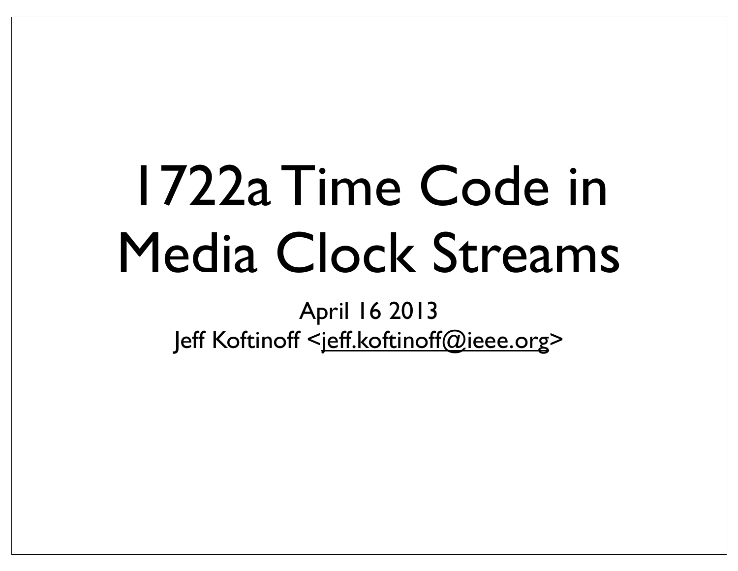# 1722a Time Code in Media Clock Streams

April 16 2013

Jeff Koftinoff <jeff.koftinoff@ieee.org>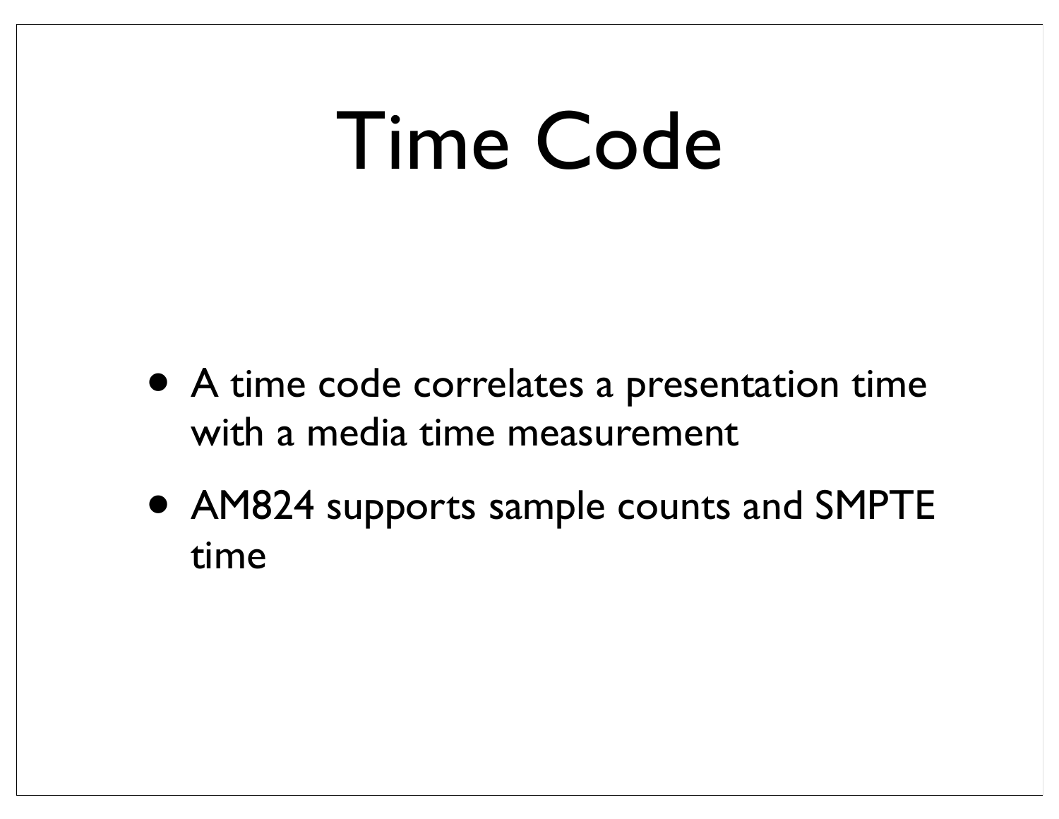# Time Code

- A time code correlates a presentation time with a media time measurement
- AM824 supports sample counts and SMPTE time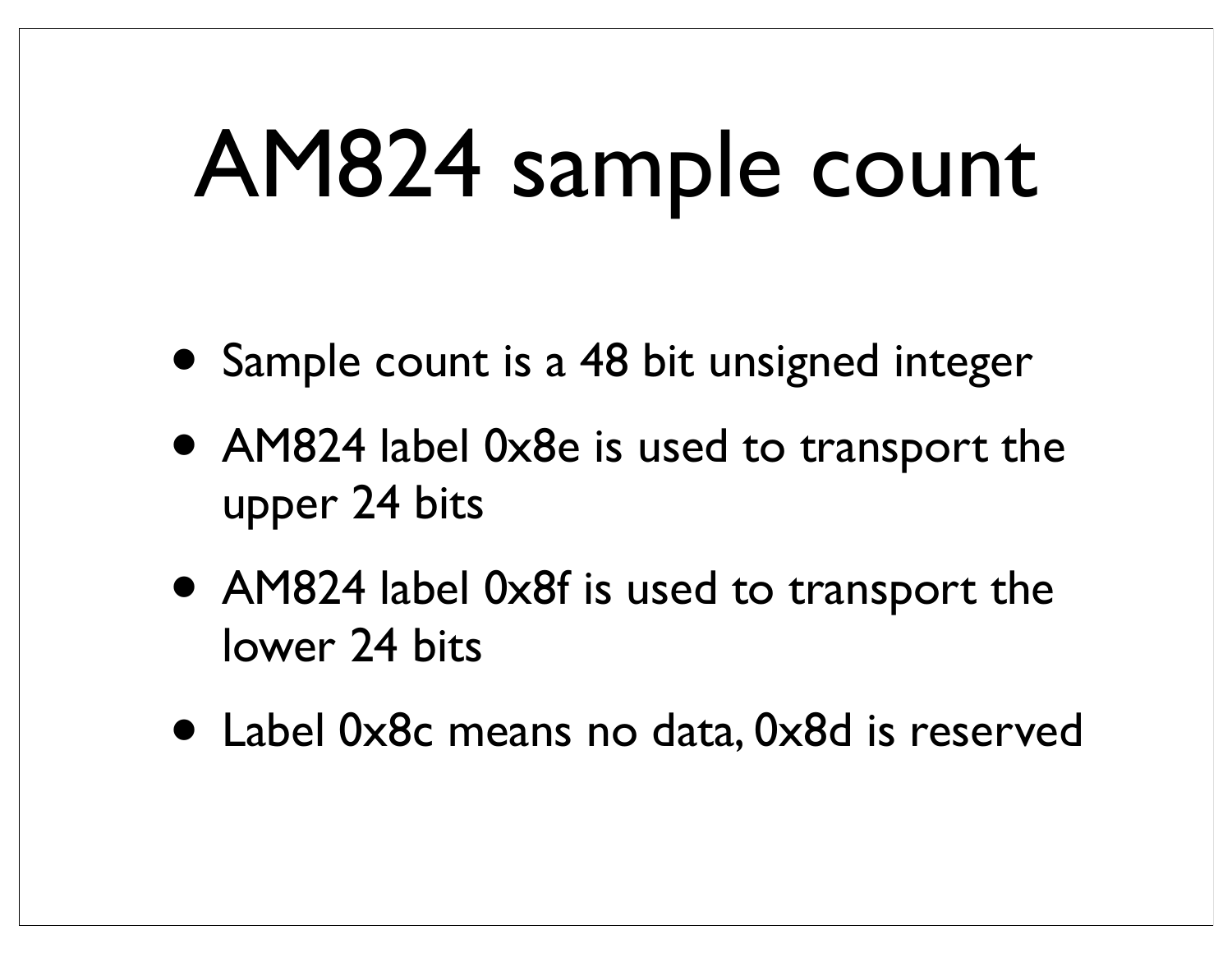# AM824 sample count

- Sample count is a 48 bit unsigned integer
- AM824 label 0x8e is used to transport the upper 24 bits
- AM824 label 0x8f is used to transport the lower 24 bits
- Label 0x8c means no data, 0x8d is reserved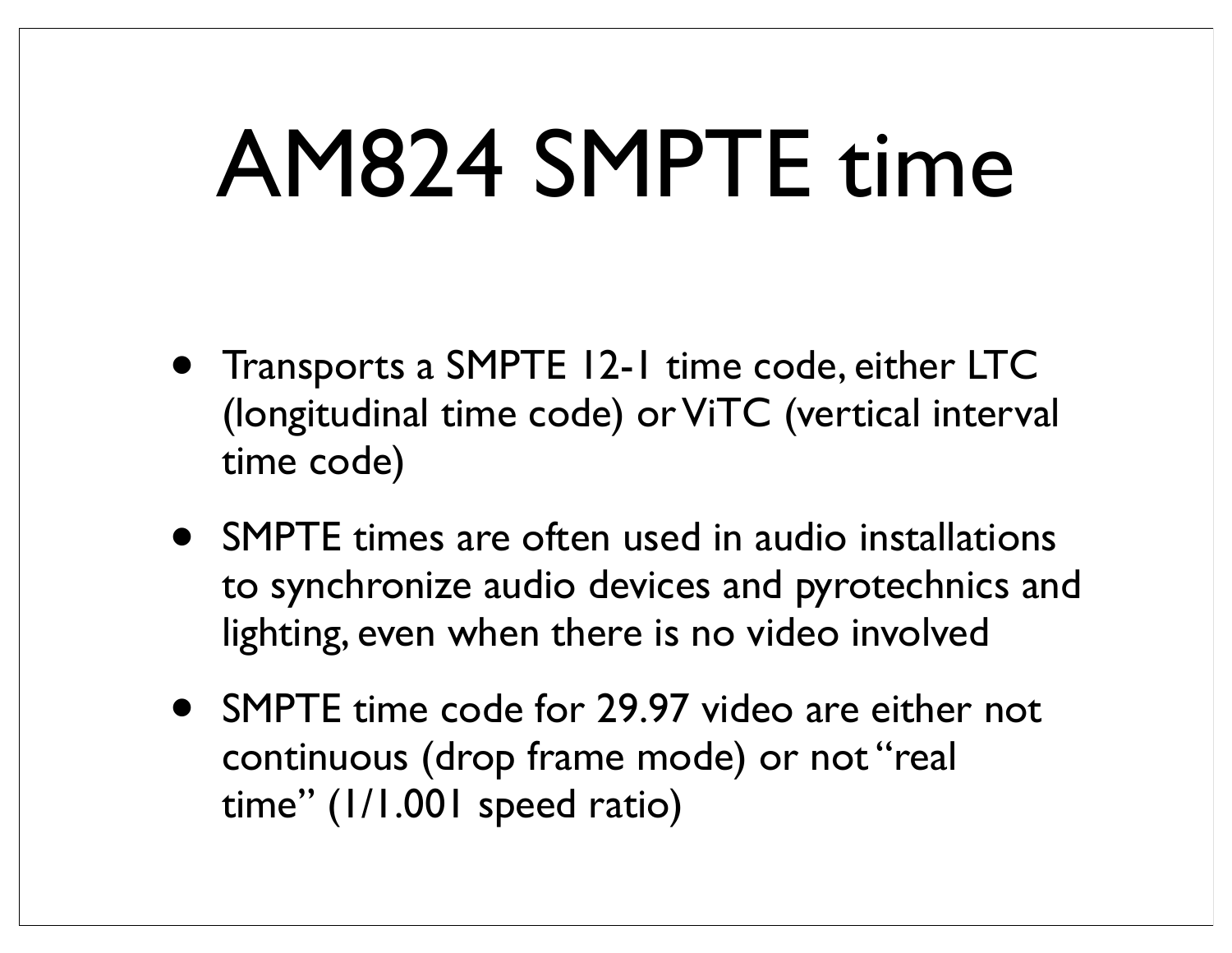# AM824 SMPTE time

- Transports a SMPTE 12-1 time code, either LTC (longitudinal time code) or ViTC (vertical interval time code)
- SMPTE times are often used in audio installations to synchronize audio devices and pyrotechnics and lighting, even when there is no video involved
- SMPTE time code for 29.97 video are either not continuous (drop frame mode) or not "real time" (1/1.001 speed ratio)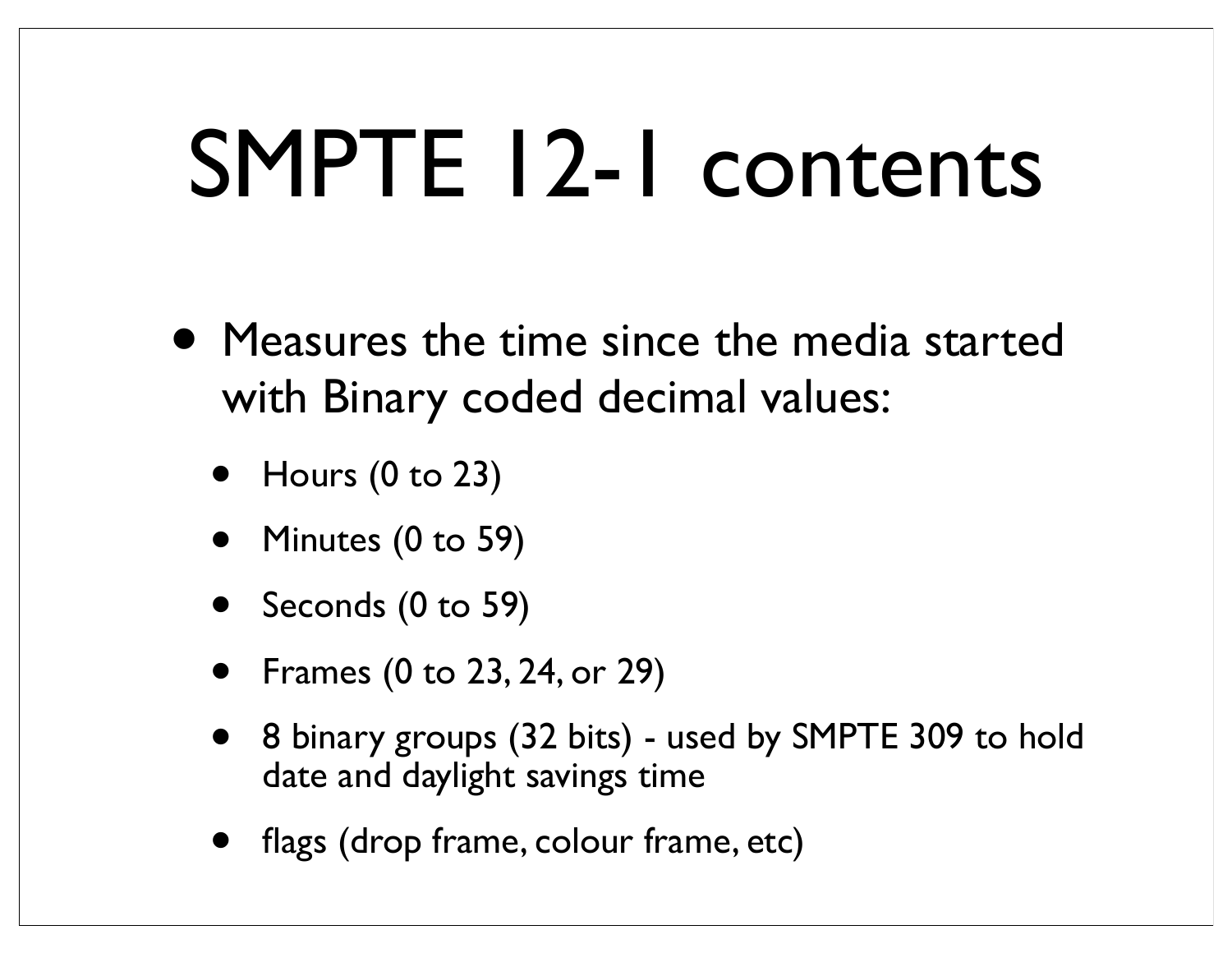# SMPTE 12-1 contents

- Measures the time since the media started with Binary coded decimal values:
  - Hours (0 to 23)
  - Minutes (0 to 59)
  - Seconds (0 to 59)
  - Frames (0 to 23, 24, or 29)
  - 8 binary groups (32 bits) - used by SMPTE 309 to hold date and daylight savings time
  - flags (drop frame, colour frame, etc)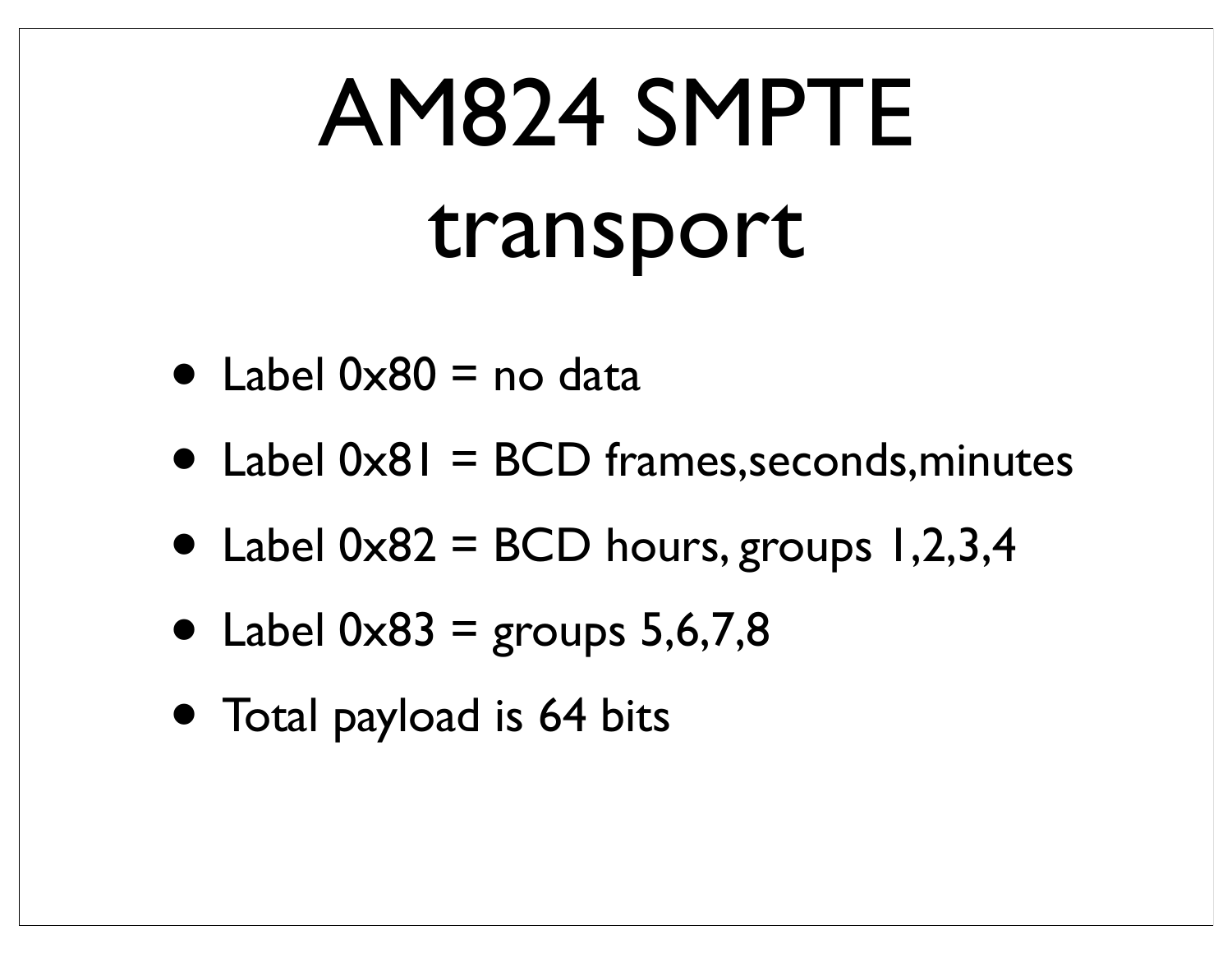# AM824 SMPTE transport

- Label 0x80 = no data
- Label 0x81 = BCD frames,seconds,minutes
- Label 0x82 = BCD hours, groups 1,2,3,4
- Label 0x83 = groups 5,6,7,8
- Total payload is 64 bits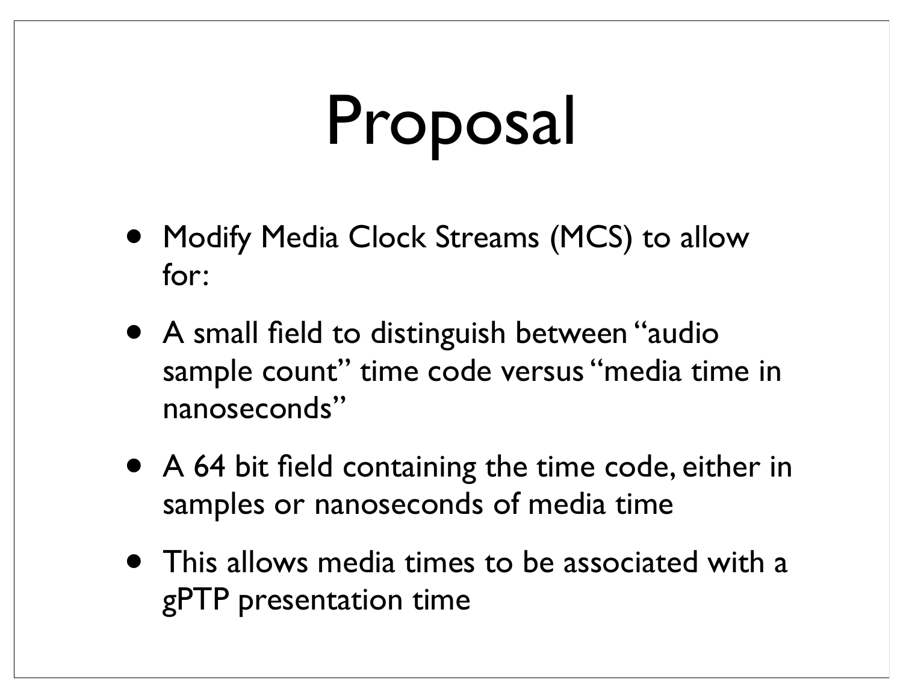# Proposal

- Modify Media Clock Streams (MCS) to allow for:
- A small field to distinguish between "audio sample count" time code versus "media time in nanoseconds"
- A 64 bit field containing the time code, either in samples or nanoseconds of media time
- This allows media times to be associated with a gPTP presentation time